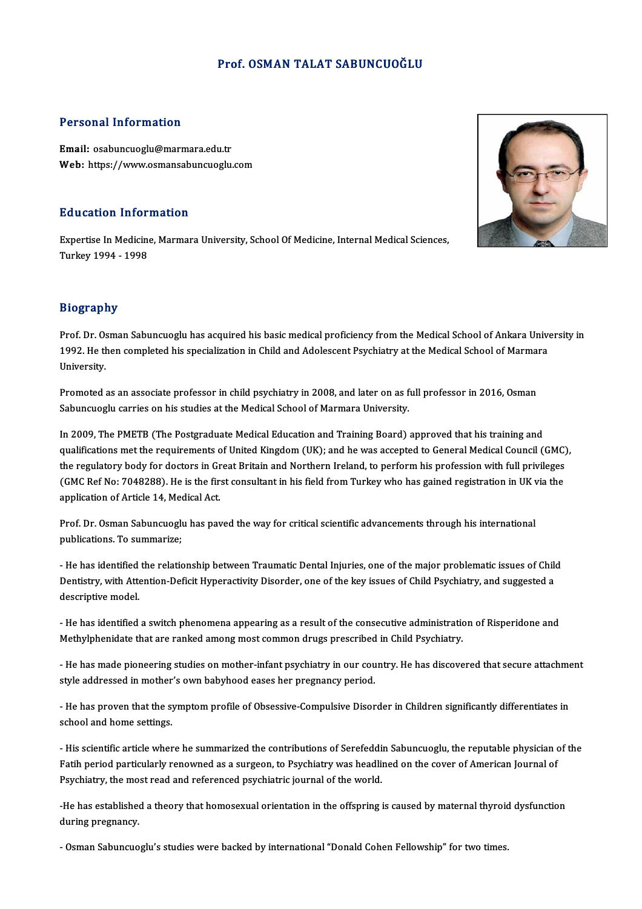# Prof. OSMAN TALAT SABUNCUOĞLU

## Personal Information

**Email:** osabuncuoglu@marmara.edu.tr
**Web:** https://www.osmansabuncuoglu.com

## Education Information

Expertise In Medicine, Marmara University, School Of Medicine, Internal Medical Sciences, Turkey 1994 - 1998

## Biography

Prof. Dr. Osman Sabuncuoglu has acquired his basic medical proficiency from the Medical School of Ankara University in 1992. He then completed his specialization in Child and Adolescent Psychiatry at the Medical School of Marmara University.

Promoted as an associate professor in child psychiatry in 2008, and later on as full professor in 2016, Osman Sabuncuoglu carries on his studies at the Medical School of Marmara University.

In 2009, The PMETB (The Postgraduate Medical Education and Training Board) approved that his training and qualifications met the requirements of United Kingdom (UK); and he was accepted to General Medical Council (GMC), the regulatory body for doctors in Great Britain and Northern Ireland, to perform his profession with full privileges (GMC Ref No: 7048288). He is the first consultant in his field from Turkey who has gained registration in UK via the application of Article 14, Medical Act.

Prof. Dr. Osman Sabuncuoglu has paved the way for critical scientific advancements through his international publications. To summarize;

- He has identified the relationship between Traumatic Dental Injuries, one of the major problematic issues of Child Dentistry, with Attention-Deficit Hyperactivity Disorder, one of the key issues of Child Psychiatry, and suggested a descriptive model.

- He has identified a switch phenomena appearing as a result of the consecutive administration of Risperidone and Methylphenidate that are ranked among most common drugs prescribed in Child Psychiatry.

- He has made pioneering studies on mother-infant psychiatry in our country. He has discovered that secure attachment style addressed in mother's own babyhood eases her pregnancy period.

- He has proven that the symptom profile of Obsessive-Compulsive Disorder in Children significantly differentiates in school and home settings.

- His scientific article where he summarized the contributions of Serefeddin Sabuncuoglu, the reputable physician of the Fatih period particularly renowned as a surgeon, to Psychiatry was headlined on the cover of American Journal of Psychiatry, the most read and referenced psychiatric journal of the world.

-He has established a theory that homosexual orientation in the offspring is caused by maternal thyroid dysfunction during pregnancy.

- Osman Sabuncuoglu's studies were backed by international "Donald Cohen Fellowship" for two times.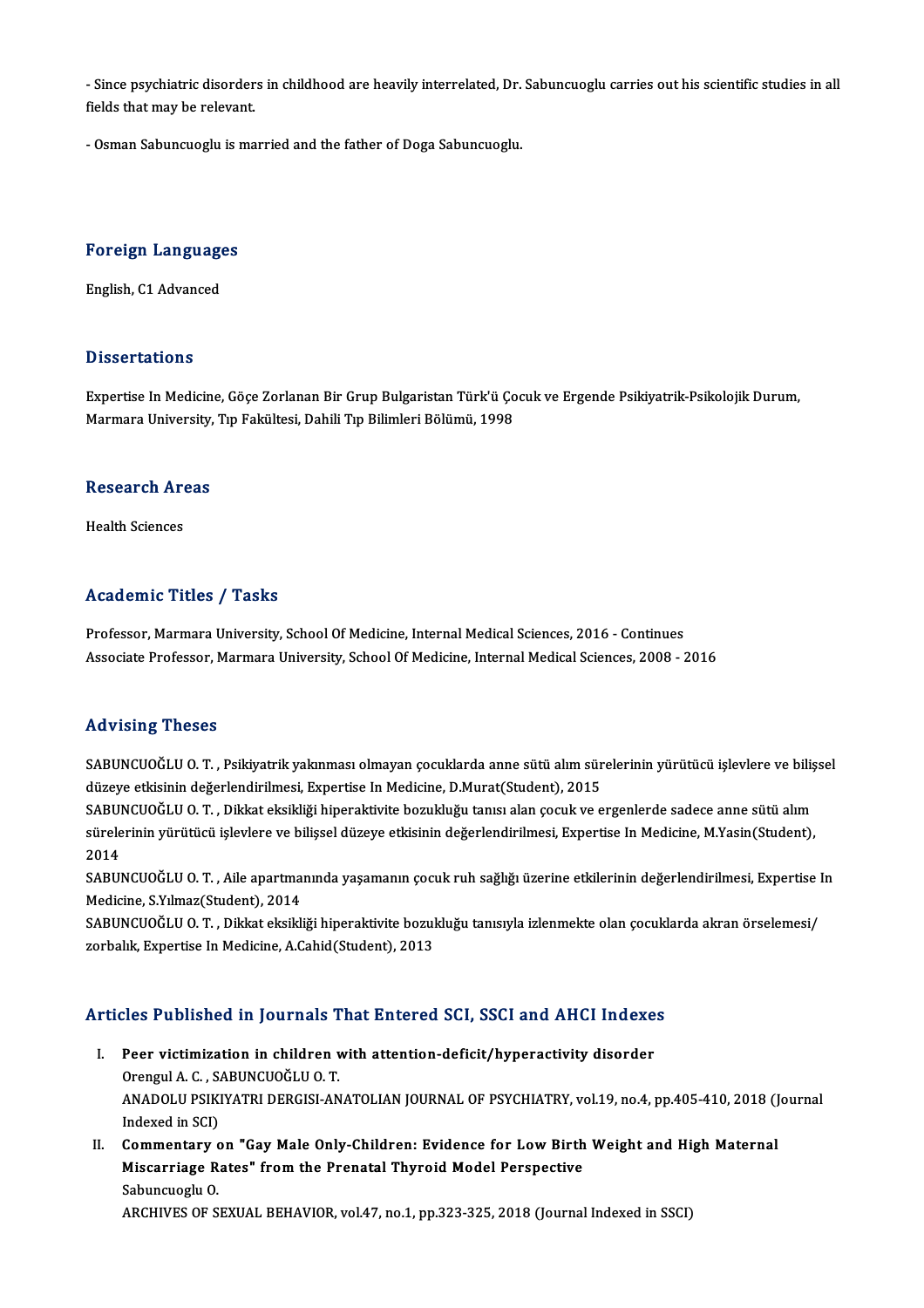- Since psychiatric disorders in childhood are heavily interrelated, Dr. Sabuncuoglu carries out his scientific studies in all fields that may be relevant.

- Osman Sabuncuoglu is married and the father of Doga Sabuncuoglu.

## Foreign Languages

English, C1 Advanced

## Dissertations

Expertise In Medicine, Göçe Zorlanan Bir Grup Bulgaristan Türk'ü Çocuk ve Ergende Psikiyatrik-Psikolojik Durum, Marmara University, Tıp Fakültesi, Dahili Tıp Bilimleri Bölümü, 1998

## Research Areas

Health Sciences

## Academic Titles / Tasks

Professor, Marmara University, School Of Medicine, Internal Medical Sciences, 2016 - Continues
Associate Professor, Marmara University, School Of Medicine, Internal Medical Sciences, 2008 - 2016

## Advising Theses

SABUNCUOĞLU O. T. , Psikiyatrik yakınması olmayan çocuklarda anne sütü alım sürelerinin yürütücü işlevlere ve bilişsel düzeye etkisinin değerlendirilmesi, Expertise In Medicine, D.Murat(Student), 2015
SABUNCUOĞLU O. T. , Dikkat eksikliği hiperaktivite bozukluğu tanısı alan çocuk ve ergenlerde sadece anne sütü alım sürelerinin yürütücü işlevlere ve bilişsel düzeye etkisinin değerlendirilmesi, Expertise In Medicine, M.Yasin(Student), 2014
SABUNCUOĞLU O. T. , Aile apartmanında yaşamanın çocuk ruh sağlığı üzerine etkilerinin değerlendirilmesi, Expertise In Medicine, S.Yılmaz(Student), 2014
SABUNCUOĞLU O. T. , Dikkat eksikliği hiperaktivite bozukluğu tanısıyla izlenmekte olan çocuklarda akran örselemesi/zorbalık, Expertise In Medicine, A.Cahid(Student), 2013

## Articles Published in Journals That Entered SCI, SSCI and AHCI Indexes

I. **Peer victimization in children with attention-deficit/hyperactivity disorder**
Orengul A. C. , SABUNCUOĞLU O. T.
ANADOLU PSIKIYATRI DERGISI-ANATOLIAN JOURNAL OF PSYCHIATRY, vol.19, no.4, pp.405-410, 2018 (Journal Indexed in SCI)

II. **Commentary on "Gay Male Only-Children: Evidence for Low Birth Weight and High Maternal Miscarriage Rates" from the Prenatal Thyroid Model Perspective**
Sabuncuoglu O.
ARCHIVES OF SEXUAL BEHAVIOR, vol.47, no.1, pp.323-325, 2018 (Journal Indexed in SSCI)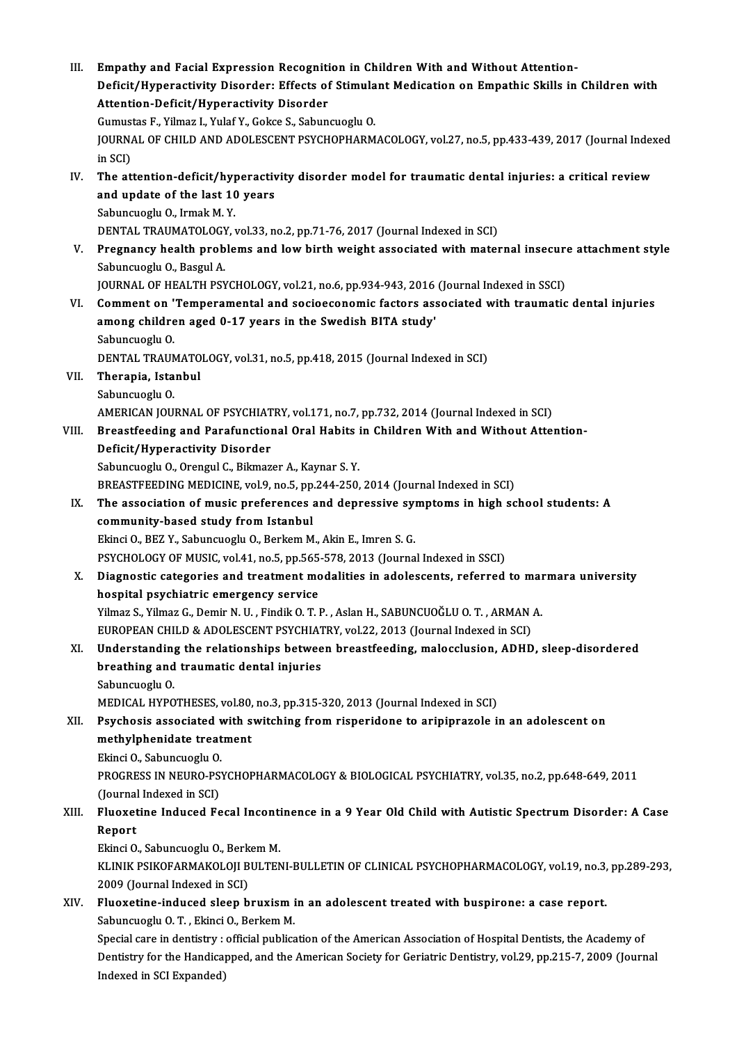III. **Empathy and Facial Expression Recognition in Children With and Without Attention-Deficit/Hyperactivity Disorder: Effects of Stimulant Medication on Empathic Skills in Children with Attention-Deficit/Hyperactivity Disorder**
Gumustas F., Yilmaz I., Yulaf Y., Gokce S., Sabuncuoglu O.
JOURNAL OF CHILD AND ADOLESCENT PSYCHOPHARMACOLOGY, vol.27, no.5, pp.433-439, 2017 (Journal Indexed in SCI)

IV. **The attention-deficit/hyperactivity disorder model for traumatic dental injuries: a critical review and update of the last 10 years**
Sabuncuoglu O., Irmak M. Y.
DENTAL TRAUMATOLOGY, vol.33, no.2, pp.71-76, 2017 (Journal Indexed in SCI)

V. **Pregnancy health problems and low birth weight associated with maternal insecure attachment style**
Sabuncuoglu O., Basgul A.
JOURNAL OF HEALTH PSYCHOLOGY, vol.21, no.6, pp.934-943, 2016 (Journal Indexed in SSCI)

VI. **Comment on 'Temperamental and socioeconomic factors associated with traumatic dental injuries among children aged 0-17 years in the Swedish BITA study'**
Sabuncuoglu O.
DENTAL TRAUMATOLOGY, vol.31, no.5, pp.418, 2015 (Journal Indexed in SCI)

VII. **Therapia, Istanbul**
Sabuncuoglu O.
AMERICAN JOURNAL OF PSYCHIATRY, vol.171, no.7, pp.732, 2014 (Journal Indexed in SCI)

VIII. **Breastfeeding and Parafunctional Oral Habits in Children With and Without Attention-Deficit/Hyperactivity Disorder**
Sabuncuoglu O., Orengul C., Bikmazer A., Kaynar S. Y.
BREASTFEEDING MEDICINE, vol.9, no.5, pp.244-250, 2014 (Journal Indexed in SCI)

IX. **The association of music preferences and depressive symptoms in high school students: A community-based study from Istanbul**
Ekinci O., BEZ Y., Sabuncuoglu O., Berkem M., Akin E., Imren S. G.
PSYCHOLOGY OF MUSIC, vol.41, no.5, pp.565-578, 2013 (Journal Indexed in SSCI)

X. **Diagnostic categories and treatment modalities in adolescents, referred to marmara university hospital psychiatric emergency service**
Yilmaz S., Yilmaz G., Demir N. U. , Findik O. T. P. , Aslan H., SABUNCUOĞLU O. T. , ARMAN A.
EUROPEAN CHILD & ADOLESCENT PSYCHIATRY, vol.22, 2013 (Journal Indexed in SCI)

XI. **Understanding the relationships between breastfeeding, malocclusion, ADHD, sleep-disordered breathing and traumatic dental injuries**
Sabuncuoglu O.
MEDICAL HYPOTHESES, vol.80, no.3, pp.315-320, 2013 (Journal Indexed in SCI)

XII. **Psychosis associated with switching from risperidone to aripiprazole in an adolescent on methylphenidate treatment**
Ekinci O., Sabuncuoglu O.
PROGRESS IN NEURO-PSYCHOPHARMACOLOGY & BIOLOGICAL PSYCHIATRY, vol.35, no.2, pp.648-649, 2011 (Journal Indexed in SCI)

XIII. **Fluoxetine Induced Fecal Incontinence in a 9 Year Old Child with Autistic Spectrum Disorder: A Case Report**
Ekinci O., Sabuncuoglu O., Berkem M.
KLINIK PSIKOFARMAKOLOJI BULTENI-BULLETIN OF CLINICAL PSYCHOPHARMACOLOGY, vol.19, no.3, pp.289-293, 2009 (Journal Indexed in SCI)

XIV. **Fluoxetine-induced sleep bruxism in an adolescent treated with buspirone: a case report.**
Sabuncuoglu O. T. , Ekinci O., Berkem M.
Special care in dentistry : official publication of the American Association of Hospital Dentists, the Academy of Dentistry for the Handicapped, and the American Society for Geriatric Dentistry, vol.29, pp.215-7, 2009 (Journal Indexed in SCI Expanded)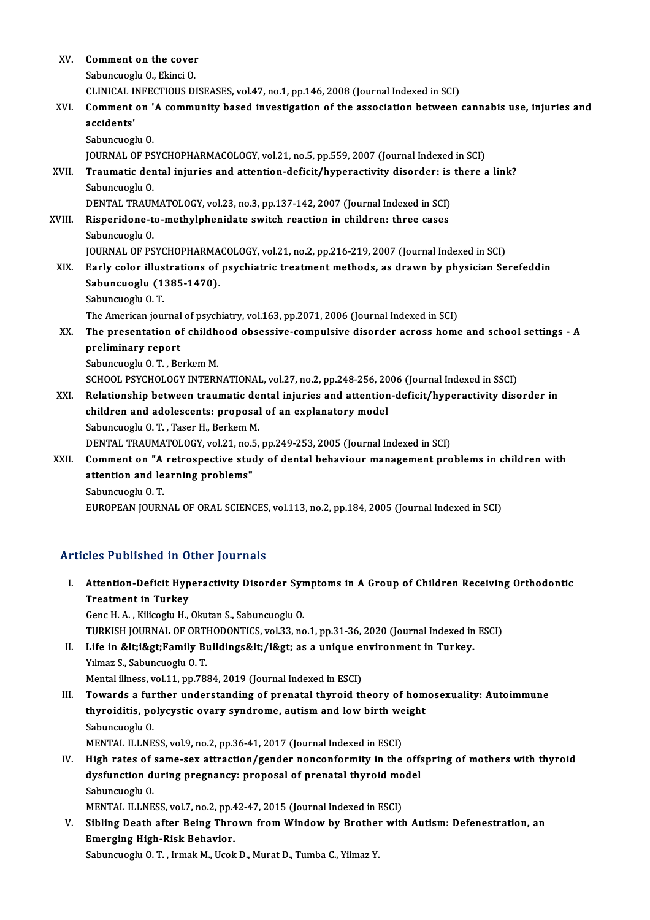XV. **Comment on the cover**
Sabuncuoglu O., Ekinci O.
CLINICAL INFECTIOUS DISEASES, vol.47, no.1, pp.146, 2008 (Journal Indexed in SCI)

XVI. **Comment on 'A community based investigation of the association between cannabis use, injuries and accidents'**
Sabuncuoglu O.
JOURNAL OF PSYCHOPHARMACOLOGY, vol.21, no.5, pp.559, 2007 (Journal Indexed in SCI)

XVII. **Traumatic dental injuries and attention-deficit/hyperactivity disorder: is there a link?**
Sabuncuoglu O.
DENTAL TRAUMATOLOGY, vol.23, no.3, pp.137-142, 2007 (Journal Indexed in SCI)

XVIII. **Risperidone-to-methylphenidate switch reaction in children: three cases**
Sabuncuoglu O.
JOURNAL OF PSYCHOPHARMACOLOGY, vol.21, no.2, pp.216-219, 2007 (Journal Indexed in SCI)

XIX. **Early color illustrations of psychiatric treatment methods, as drawn by physician Serefeddin Sabuncuoglu (1385-1470).**
Sabuncuoglu O. T.
The American journal of psychiatry, vol.163, pp.2071, 2006 (Journal Indexed in SCI)

XX. **The presentation of childhood obsessive-compulsive disorder across home and school settings - A preliminary report**
Sabuncuoglu O. T. , Berkem M.
SCHOOL PSYCHOLOGY INTERNATIONAL, vol.27, no.2, pp.248-256, 2006 (Journal Indexed in SSCI)

XXI. **Relationship between traumatic dental injuries and attention-deficit/hyperactivity disorder in children and adolescents: proposal of an explanatory model**
Sabuncuoglu O. T. , Taser H., Berkem M.
DENTAL TRAUMATOLOGY, vol.21, no.5, pp.249-253, 2005 (Journal Indexed in SCI)

XXII. **Comment on "A retrospective study of dental behaviour management problems in children with attention and learning problems"**
Sabuncuoglu O. T.
EUROPEAN JOURNAL OF ORAL SCIENCES, vol.113, no.2, pp.184, 2005 (Journal Indexed in SCI)

## Articles Published in Other Journals

I. **Attention-Deficit Hyperactivity Disorder Symptoms in A Group of Children Receiving Orthodontic Treatment in Turkey**
Genc H. A. , Kilicoglu H., Okutan S., Sabuncuoglu O.
TURKISH JOURNAL OF ORTHODONTICS, vol.33, no.1, pp.31-36, 2020 (Journal Indexed in ESCI)

II. **Life in &lt;i&gt;Family Buildings&lt;/i&gt; as a unique environment in Turkey.**
Yılmaz S., Sabuncuoglu O. T.
Mental illness, vol.11, pp.7884, 2019 (Journal Indexed in ESCI)

III. **Towards a further understanding of prenatal thyroid theory of homosexuality: Autoimmune thyroiditis, polycystic ovary syndrome, autism and low birth weight**
Sabuncuoglu O.
MENTAL ILLNESS, vol.9, no.2, pp.36-41, 2017 (Journal Indexed in ESCI)

IV. **High rates of same-sex attraction/gender nonconformity in the offspring of mothers with thyroid dysfunction during pregnancy: proposal of prenatal thyroid model**
Sabuncuoglu O.
MENTAL ILLNESS, vol.7, no.2, pp.42-47, 2015 (Journal Indexed in ESCI)

V. **Sibling Death after Being Thrown from Window by Brother with Autism: Defenestration, an Emerging High-Risk Behavior.**
Sabuncuoglu O. T. , Irmak M., Ucok D., Murat D., Tumba C., Yilmaz Y.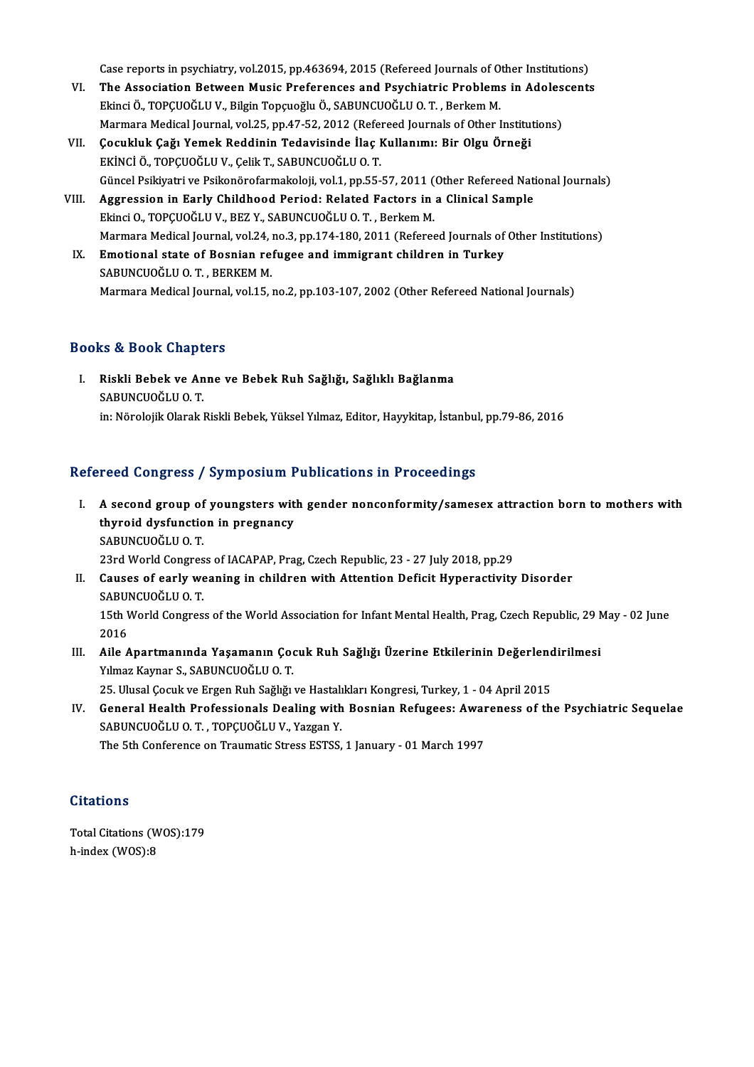Case reports in psychiatry, vol.2015, pp.463694, 2015 (Refereed Journals of Other Institutions)

VI. **The Association Between Music Preferences and Psychiatric Problems in Adolescents**
Ekinci Ö., TOPÇUOĞLU V., Bilgin Topçuoğlu Ö., SABUNCUOĞLU O. T. , Berkem M.
Marmara Medical Journal, vol.25, pp.47-52, 2012 (Refereed Journals of Other Institutions)

VII. **Çocukluk Çağı Yemek Reddinin Tedavisinde İlaç Kullanımı: Bir Olgu Örneği**
EKİNCİ Ö., TOPÇUOĞLU V., Çelik T., SABUNCUOĞLU O. T.
Güncel Psikiyatri ve Psikonörofarmakoloji, vol.1, pp.55-57, 2011 (Other Refereed National Journals)

VIII. **Aggression in Early Childhood Period: Related Factors in a Clinical Sample**
Ekinci O., TOPÇUOĞLU V., BEZ Y., SABUNCUOĞLU O. T. , Berkem M.
Marmara Medical Journal, vol.24, no.3, pp.174-180, 2011 (Refereed Journals of Other Institutions)

IX. **Emotional state of Bosnian refugee and immigrant children in Turkey**
SABUNCUOĞLU O. T. , BERKEM M.
Marmara Medical Journal, vol.15, no.2, pp.103-107, 2002 (Other Refereed National Journals)

## Books & Book Chapters

I. **Riskli Bebek ve Anne ve Bebek Ruh Sağlığı, Sağlıklı Bağlanma**
SABUNCUOĞLU O. T.
in: Nörolojik Olarak Riskli Bebek, Yüksel Yılmaz, Editor, Hayykitap, İstanbul, pp.79-86, 2016

## Refereed Congress / Symposium Publications in Proceedings

I. **A second group of youngsters with gender nonconformity/samesex attraction born to mothers with thyroid dysfunction in pregnancy**
SABUNCUOĞLU O. T.
23rd World Congress of IACAPAP, Prag, Czech Republic, 23 - 27 July 2018, pp.29

II. **Causes of early weaning in children with Attention Deficit Hyperactivity Disorder**
SABUNCUOĞLU O. T.
15th World Congress of the World Association for Infant Mental Health, Prag, Czech Republic, 29 May - 02 June 2016

III. **Aile Apartmanında Yaşamanın Çocuk Ruh Sağlığı Üzerine Etkilerinin Değerlendirilmesi**
Yılmaz Kaynar S., SABUNCUOĞLU O. T.
25. Ulusal Çocuk ve Ergen Ruh Sağlığı ve Hastalıkları Kongresi, Turkey, 1 - 04 April 2015

IV. **General Health Professionals Dealing with Bosnian Refugees: Awareness of the Psychiatric Sequelae**
SABUNCUOĞLU O. T. , TOPÇUOĞLU V., Yazgan Y.
The 5th Conference on Traumatic Stress ESTSS, 1 January - 01 March 1997

## Citations

Total Citations (WOS):179
h-index (WOS):8